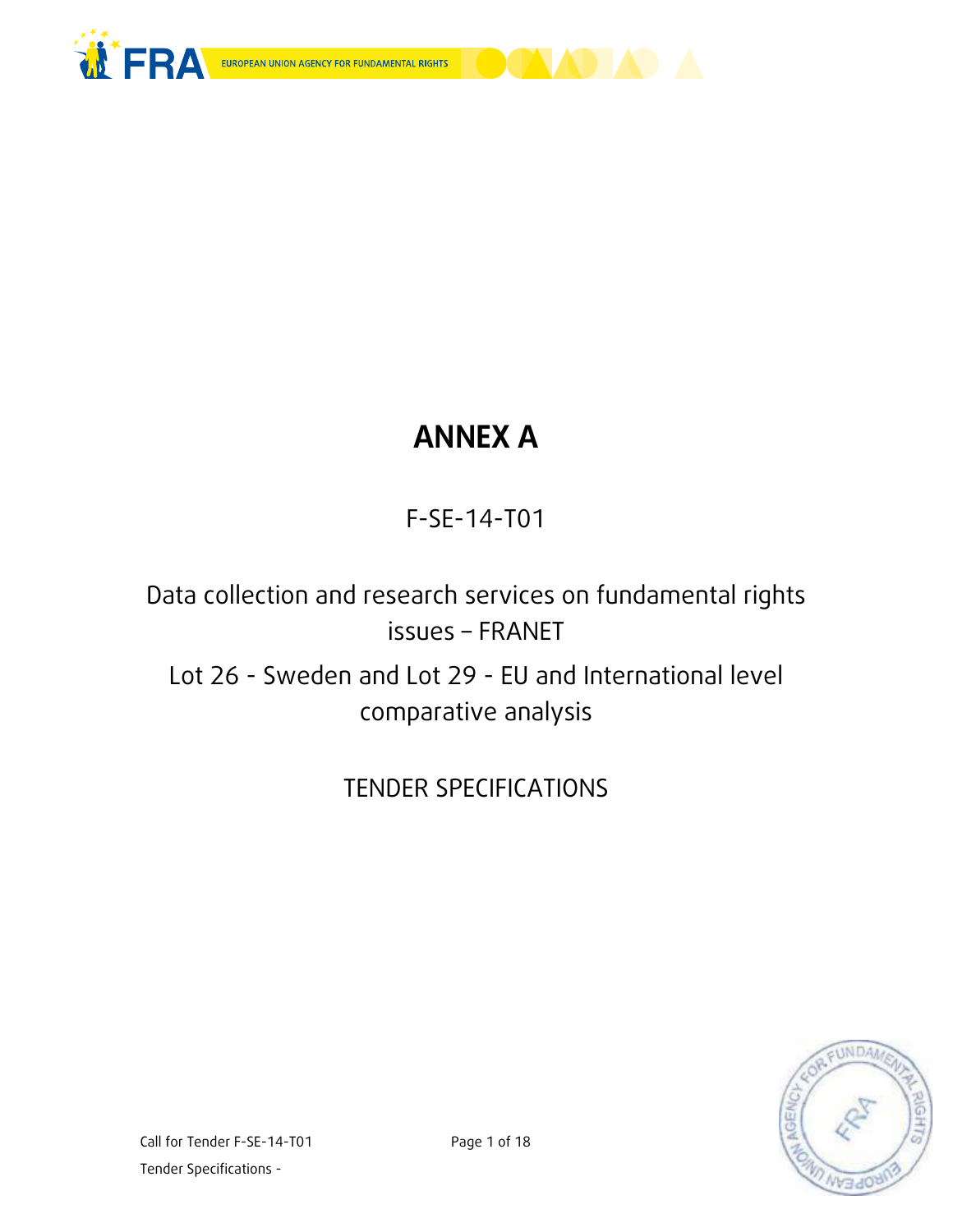# ANNEX A

F-SE-14-T01

Data collection and research services on fundamental rights issues – FRANET

Lot 26 - Sweden and Lot 29 - EU and International level comparative analysis

TENDER SPECIFICATIONS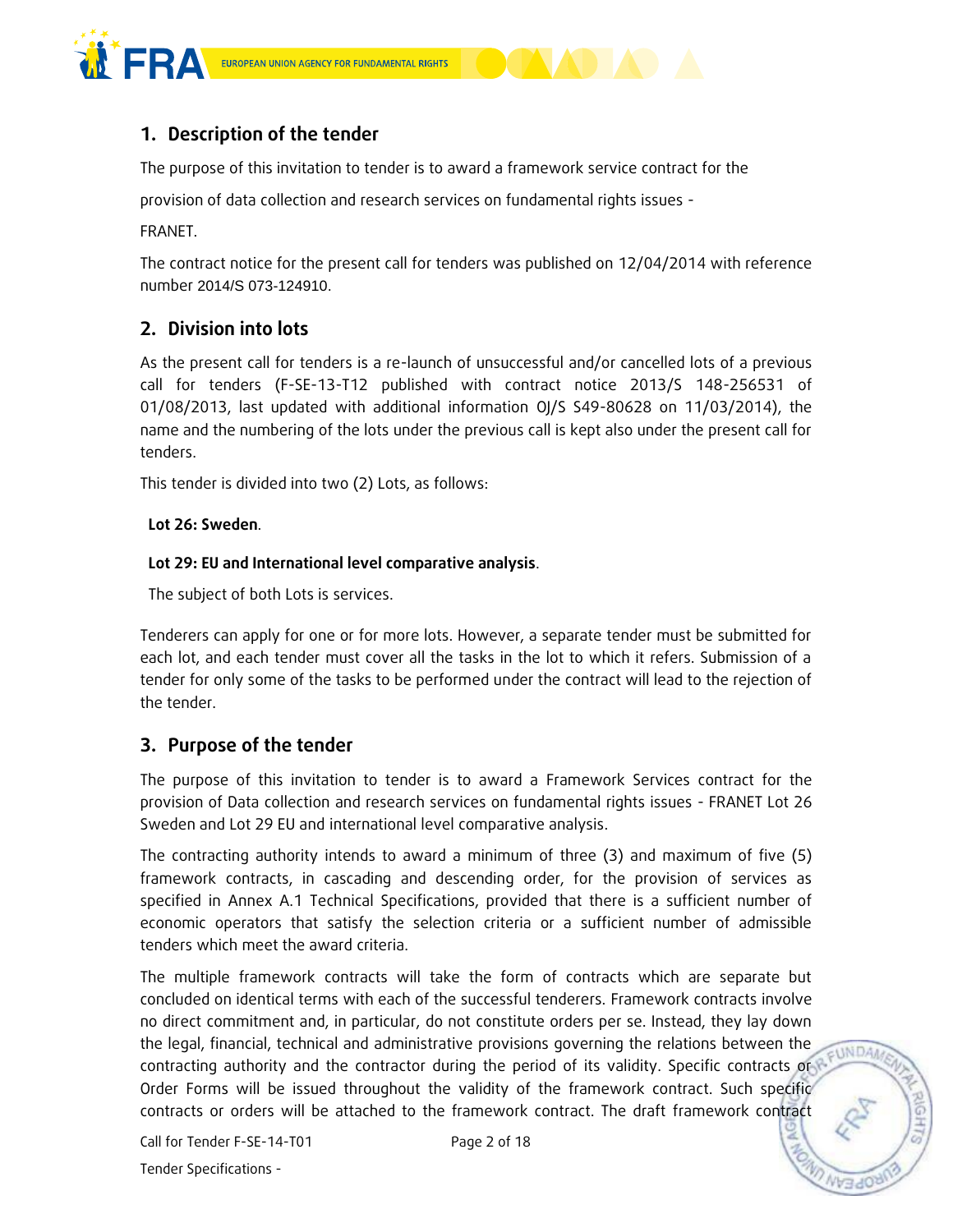## 1. Description of the tender

The purpose of this invitation to tender is to award a framework service contract for the

provision of data collection and research services on fundamental rights issues -

FRANET.

The contract notice for the present call for tenders was published on 12/04/2014 with reference number 2014/S 073-124910.

## 2. Division into lots

As the present call for tenders is a re-launch of unsuccessful and/or cancelled lots of a previous call for tenders (F-SE-13-T12 published with contract notice 2013/S 148-256531 of 01/08/2013, last updated with additional information OJ/S S49-80628 on 11/03/2014), the name and the numbering of the lots under the previous call is kept also under the present call for tenders.

This tender is divided into two (2) Lots, as follows:

**Lot 26: Sweden**.

**Lot 29: EU and International level comparative analysis**.

The subject of both Lots is services.

Tenderers can apply for one or for more lots. However, a separate tender must be submitted for each lot, and each tender must cover all the tasks in the lot to which it refers. Submission of a tender for only some of the tasks to be performed under the contract will lead to the rejection of the tender.

## 3. Purpose of the tender

The purpose of this invitation to tender is to award a Framework Services contract for the provision of Data collection and research services on fundamental rights issues - FRANET Lot 26 Sweden and Lot 29 EU and international level comparative analysis.

The contracting authority intends to award a minimum of three (3) and maximum of five (5) framework contracts, in cascading and descending order, for the provision of services as specified in Annex A.1 Technical Specifications, provided that there is a sufficient number of economic operators that satisfy the selection criteria or a sufficient number of admissible tenders which meet the award criteria.

The multiple framework contracts will take the form of contracts which are separate but concluded on identical terms with each of the successful tenderers. Framework contracts involve no direct commitment and, in particular, do not constitute orders per se. Instead, they lay down the legal, financial, technical and administrative provisions governing the relations between the contracting authority and the contractor during the period of its validity. Specific contracts or Order Forms will be issued throughout the validity of the framework contract. Such specific contracts or orders will be attached to the framework contract. The draft framework contract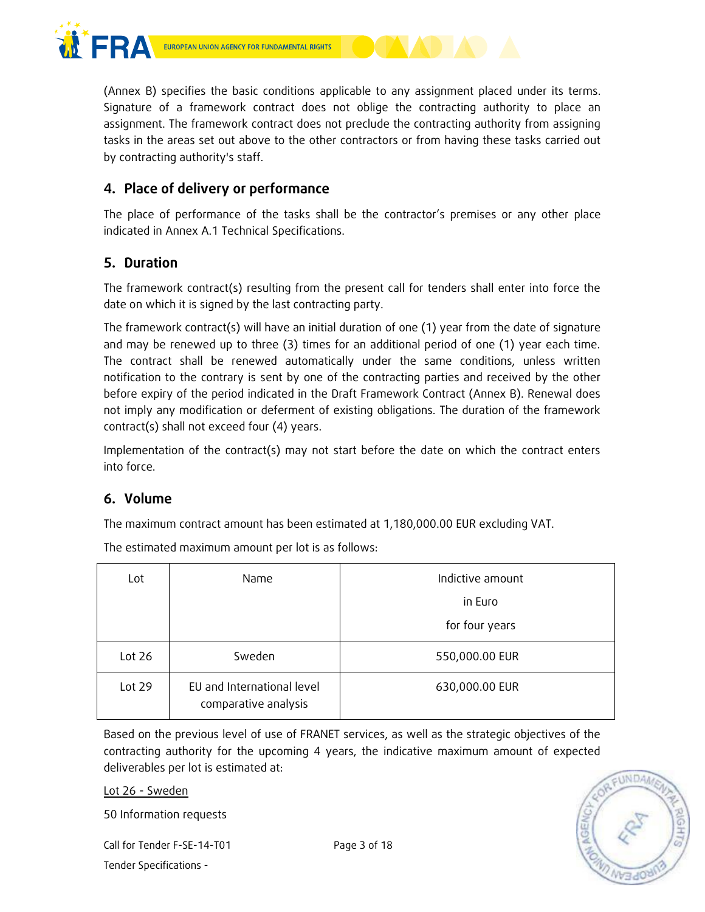(Annex B) specifies the basic conditions applicable to any assignment placed under its terms. Signature of a framework contract does not oblige the contracting authority to place an assignment. The framework contract does not preclude the contracting authority from assigning tasks in the areas set out above to the other contractors or from having these tasks carried out by contracting authority's staff.

## 4. Place of delivery or performance

The place of performance of the tasks shall be the contractor's premises or any other place indicated in Annex A.1 Technical Specifications.

## 5. Duration

The framework contract(s) resulting from the present call for tenders shall enter into force the date on which it is signed by the last contracting party.

The framework contract(s) will have an initial duration of one (1) year from the date of signature and may be renewed up to three (3) times for an additional period of one (1) year each time. The contract shall be renewed automatically under the same conditions, unless written notification to the contrary is sent by one of the contracting parties and received by the other before expiry of the period indicated in the Draft Framework Contract (Annex B). Renewal does not imply any modification or deferment of existing obligations. The duration of the framework contract(s) shall not exceed four (4) years.

Implementation of the contract(s) may not start before the date on which the contract enters into force.

## 6. Volume

The maximum contract amount has been estimated at 1,180,000.00 EUR excluding VAT.

The estimated maximum amount per lot is as follows:

| Lot | Name | Indictive amount in Euro for four years |
|---|---|---|
| Lot 26 | Sweden | 550,000.00 EUR |
| Lot 29 | EU and International level comparative analysis | 630,000.00 EUR |

Based on the previous level of use of FRANET services, as well as the strategic objectives of the contracting authority for the upcoming 4 years, the indicative maximum amount of expected deliverables per lot is estimated at:

<u>Lot 26 - Sweden</u>

50 Information requests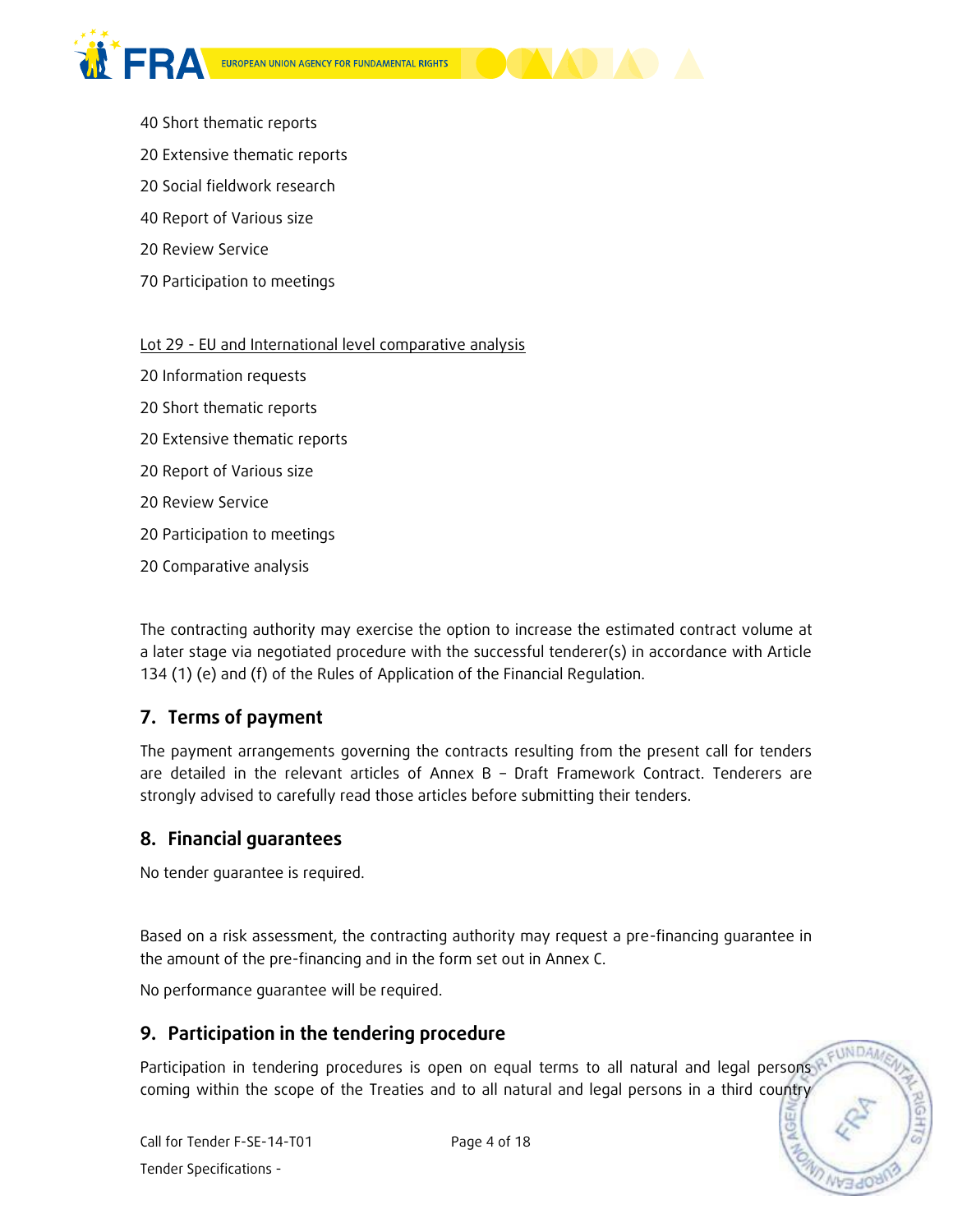40 Short thematic reports

20 Extensive thematic reports

20 Social fieldwork research

40 Report of Various size

20 Review Service

70 Participation to meetings

Lot 29 - EU and International level comparative analysis

20 Information requests

20 Short thematic reports

20 Extensive thematic reports

20 Report of Various size

20 Review Service

20 Participation to meetings

20 Comparative analysis

The contracting authority may exercise the option to increase the estimated contract volume at a later stage via negotiated procedure with the successful tenderer(s) in accordance with Article 134 (1) (e) and (f) of the Rules of Application of the Financial Regulation.

## 7. Terms of payment

The payment arrangements governing the contracts resulting from the present call for tenders are detailed in the relevant articles of Annex B – Draft Framework Contract. Tenderers are strongly advised to carefully read those articles before submitting their tenders.

## 8. Financial guarantees

No tender guarantee is required.

Based on a risk assessment, the contracting authority may request a pre-financing guarantee in the amount of the pre-financing and in the form set out in Annex C.

No performance guarantee will be required.

## 9. Participation in the tendering procedure

Participation in tendering procedures is open on equal terms to all natural and legal persons coming within the scope of the Treaties and to all natural and legal persons in a third country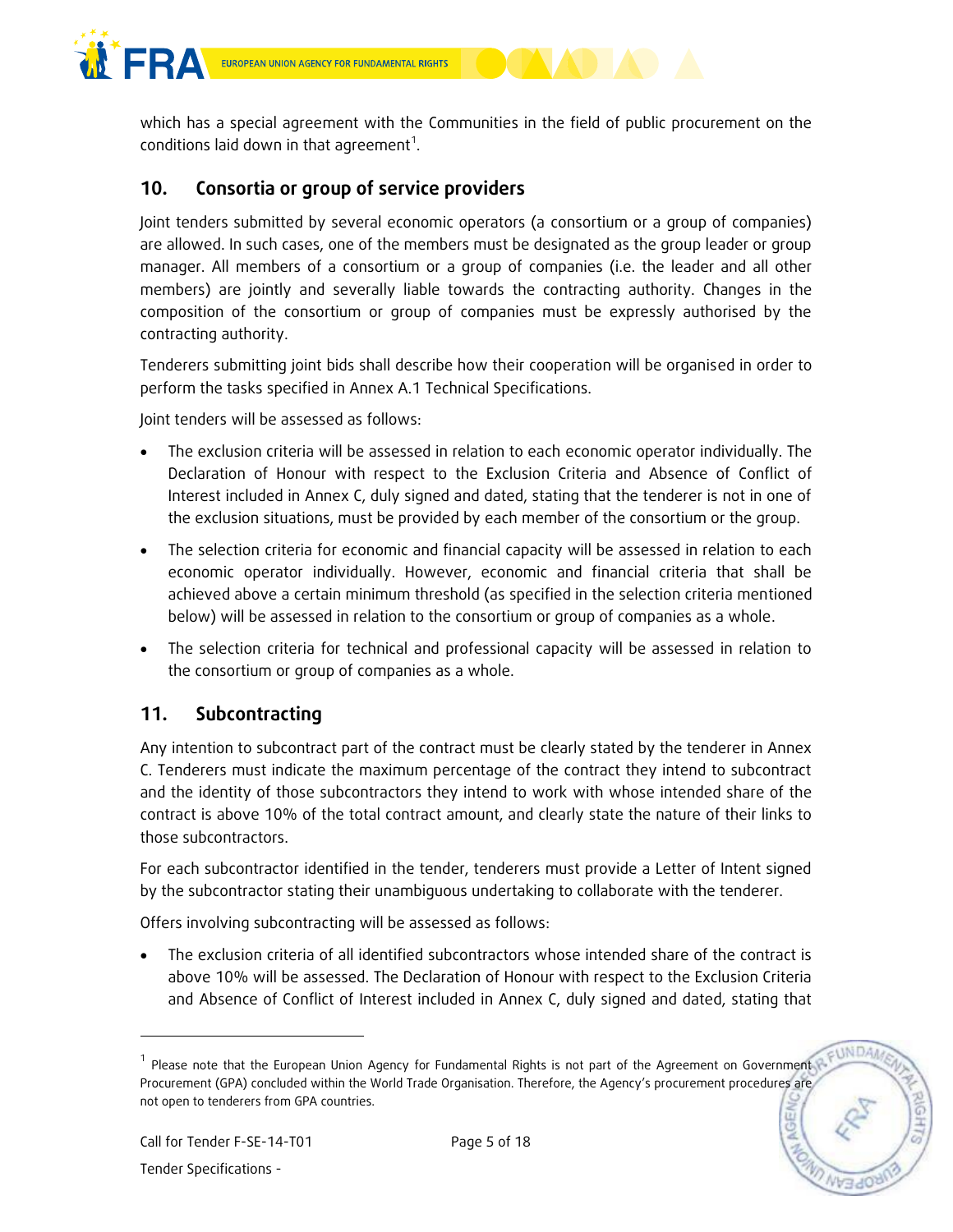which has a special agreement with the Communities in the field of public procurement on the conditions laid down in that agreement[1].

## 10. Consortia or group of service providers

Joint tenders submitted by several economic operators (a consortium or a group of companies) are allowed. In such cases, one of the members must be designated as the group leader or group manager. All members of a consortium or a group of companies (i.e. the leader and all other members) are jointly and severally liable towards the contracting authority. Changes in the composition of the consortium or group of companies must be expressly authorised by the contracting authority.

Tenderers submitting joint bids shall describe how their cooperation will be organised in order to perform the tasks specified in Annex A.1 Technical Specifications.

Joint tenders will be assessed as follows:

- The exclusion criteria will be assessed in relation to each economic operator individually. The Declaration of Honour with respect to the Exclusion Criteria and Absence of Conflict of Interest included in Annex C, duly signed and dated, stating that the tenderer is not in one of the exclusion situations, must be provided by each member of the consortium or the group.
- The selection criteria for economic and financial capacity will be assessed in relation to each economic operator individually. However, economic and financial criteria that shall be achieved above a certain minimum threshold (as specified in the selection criteria mentioned below) will be assessed in relation to the consortium or group of companies as a whole.
- The selection criteria for technical and professional capacity will be assessed in relation to the consortium or group of companies as a whole.

## 11. Subcontracting

Any intention to subcontract part of the contract must be clearly stated by the tenderer in Annex C. Tenderers must indicate the maximum percentage of the contract they intend to subcontract and the identity of those subcontractors they intend to work with whose intended share of the contract is above 10% of the total contract amount, and clearly state the nature of their links to those subcontractors.

For each subcontractor identified in the tender, tenderers must provide a Letter of Intent signed by the subcontractor stating their unambiguous undertaking to collaborate with the tenderer.

Offers involving subcontracting will be assessed as follows:

- The exclusion criteria of all identified subcontractors whose intended share of the contract is above 10% will be assessed. The Declaration of Honour with respect to the Exclusion Criteria and Absence of Conflict of Interest included in Annex C, duly signed and dated, stating that

---

[1] Please note that the European Union Agency for Fundamental Rights is not part of the Agreement on Government Procurement (GPA) concluded within the World Trade Organisation. Therefore, the Agency's procurement procedures are not open to tenderers from GPA countries.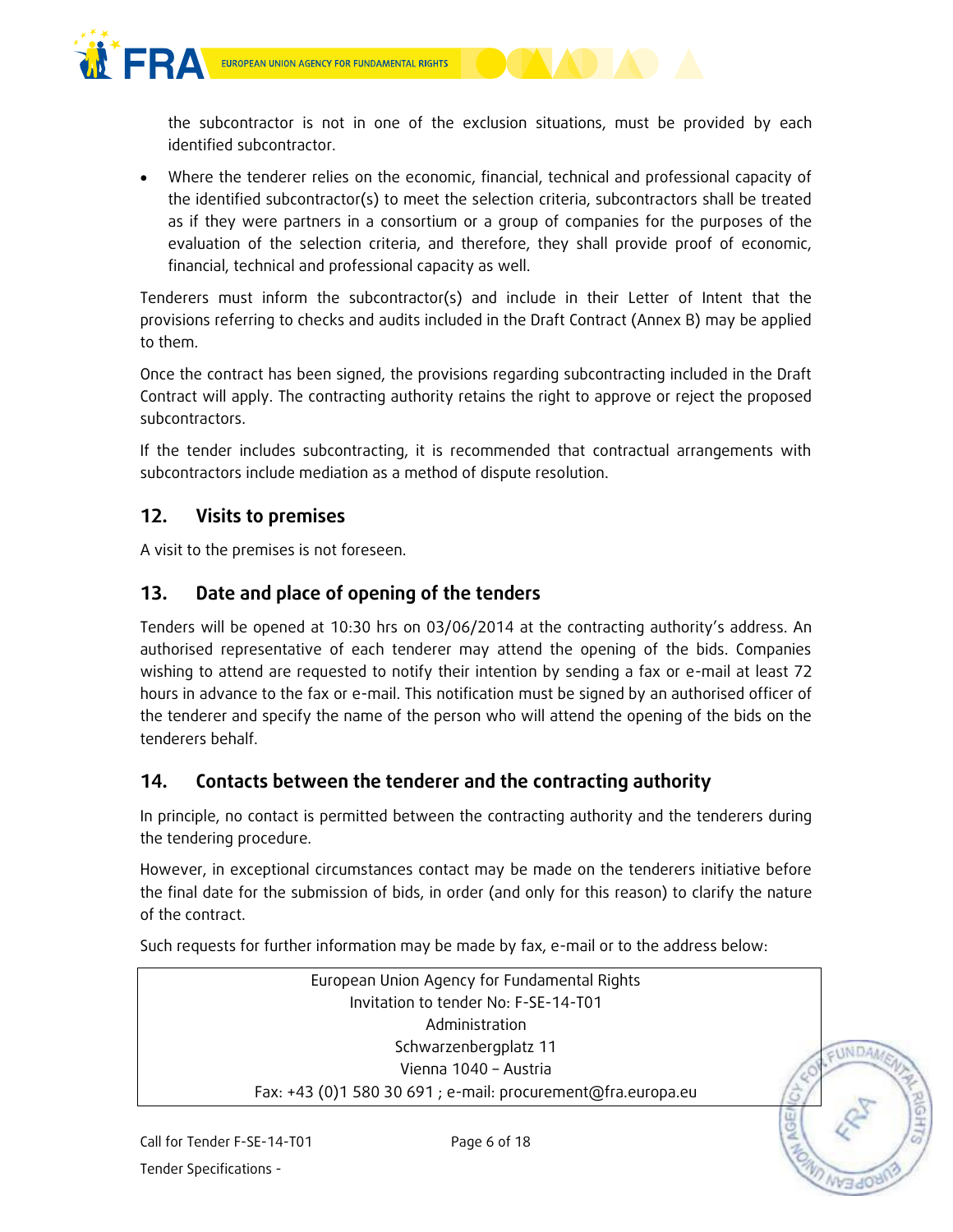the subcontractor is not in one of the exclusion situations, must be provided by each identified subcontractor.

- Where the tenderer relies on the economic, financial, technical and professional capacity of the identified subcontractor(s) to meet the selection criteria, subcontractors shall be treated as if they were partners in a consortium or a group of companies for the purposes of the evaluation of the selection criteria, and therefore, they shall provide proof of economic, financial, technical and professional capacity as well.

Tenderers must inform the subcontractor(s) and include in their Letter of Intent that the provisions referring to checks and audits included in the Draft Contract (Annex B) may be applied to them.

Once the contract has been signed, the provisions regarding subcontracting included in the Draft Contract will apply. The contracting authority retains the right to approve or reject the proposed subcontractors.

If the tender includes subcontracting, it is recommended that contractual arrangements with subcontractors include mediation as a method of dispute resolution.

## 12. Visits to premises

A visit to the premises is not foreseen.

## 13. Date and place of opening of the tenders

Tenders will be opened at 10:30 hrs on 03/06/2014 at the contracting authority's address. An authorised representative of each tenderer may attend the opening of the bids. Companies wishing to attend are requested to notify their intention by sending a fax or e-mail at least 72 hours in advance to the fax or e-mail. This notification must be signed by an authorised officer of the tenderer and specify the name of the person who will attend the opening of the bids on the tenderers behalf.

## 14. Contacts between the tenderer and the contracting authority

In principle, no contact is permitted between the contracting authority and the tenderers during the tendering procedure.

However, in exceptional circumstances contact may be made on the tenderers initiative before the final date for the submission of bids, in order (and only for this reason) to clarify the nature of the contract.

Such requests for further information may be made by fax, e-mail or to the address below:

| |
|---|
| European Union Agency for Fundamental Rights<br>Invitation to tender No: F-SE-14-T01<br>Administration<br>Schwarzenbergplatz 11<br>Vienna 1040 – Austria<br>Fax: +43 (0)1 580 30 691 ; e-mail: procurement@fra.europa.eu |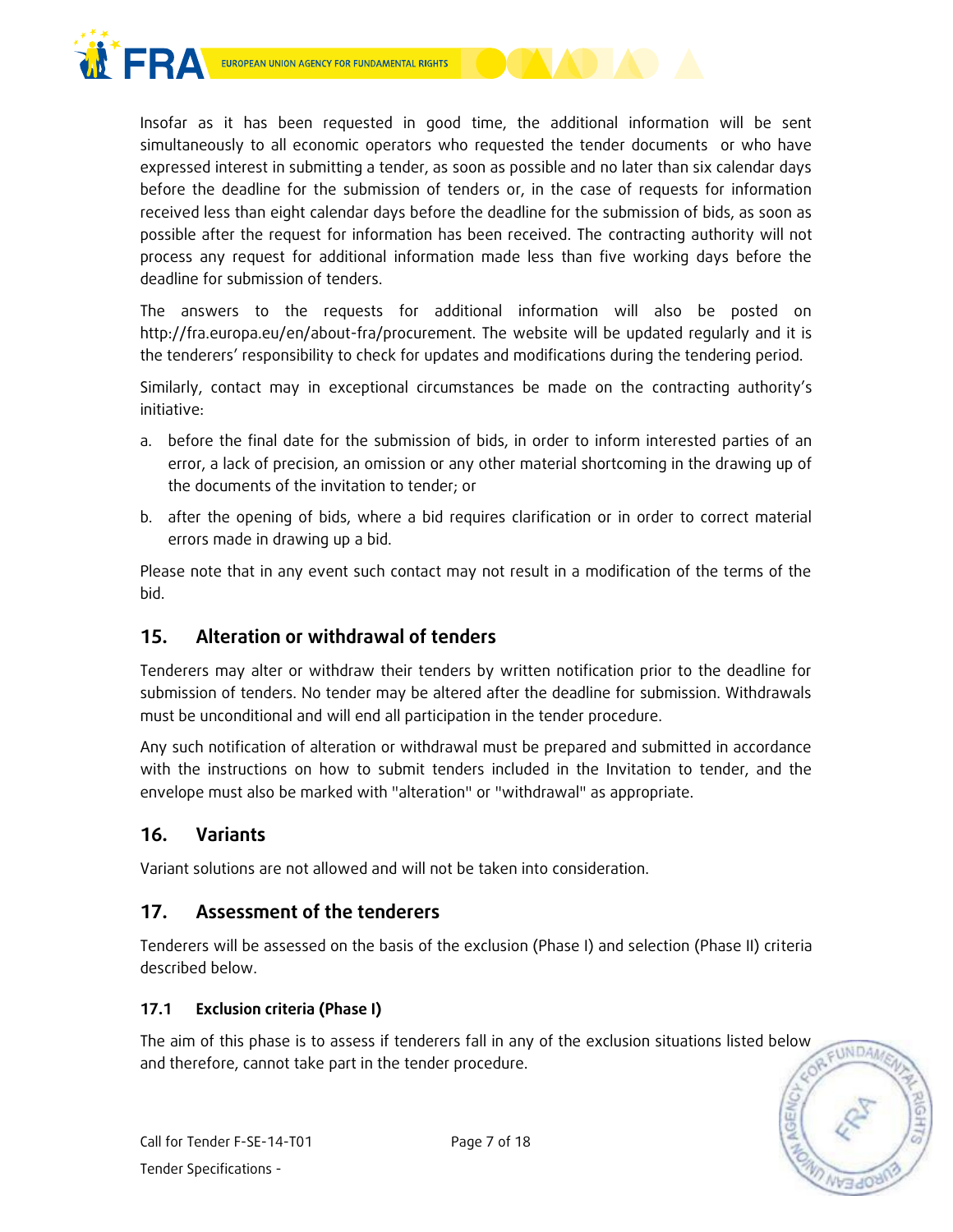Insofar as it has been requested in good time, the additional information will be sent simultaneously to all economic operators who requested the tender documents or who have expressed interest in submitting a tender, as soon as possible and no later than six calendar days before the deadline for the submission of tenders or, in the case of requests for information received less than eight calendar days before the deadline for the submission of bids, as soon as possible after the request for information has been received. The contracting authority will not process any request for additional information made less than five working days before the deadline for submission of tenders.

The answers to the requests for additional information will also be posted on http://fra.europa.eu/en/about-fra/procurement. The website will be updated regularly and it is the tenderers' responsibility to check for updates and modifications during the tendering period.

Similarly, contact may in exceptional circumstances be made on the contracting authority's initiative:

a. before the final date for the submission of bids, in order to inform interested parties of an error, a lack of precision, an omission or any other material shortcoming in the drawing up of the documents of the invitation to tender; or

b. after the opening of bids, where a bid requires clarification or in order to correct material errors made in drawing up a bid.

Please note that in any event such contact may not result in a modification of the terms of the bid.

## 15. Alteration or withdrawal of tenders

Tenderers may alter or withdraw their tenders by written notification prior to the deadline for submission of tenders. No tender may be altered after the deadline for submission. Withdrawals must be unconditional and will end all participation in the tender procedure.

Any such notification of alteration or withdrawal must be prepared and submitted in accordance with the instructions on how to submit tenders included in the Invitation to tender, and the envelope must also be marked with "alteration" or "withdrawal" as appropriate.

## 16. Variants

Variant solutions are not allowed and will not be taken into consideration.

## 17. Assessment of the tenderers

Tenderers will be assessed on the basis of the exclusion (Phase I) and selection (Phase II) criteria described below.

### 17.1 Exclusion criteria (Phase I)

The aim of this phase is to assess if tenderers fall in any of the exclusion situations listed below and therefore, cannot take part in the tender procedure.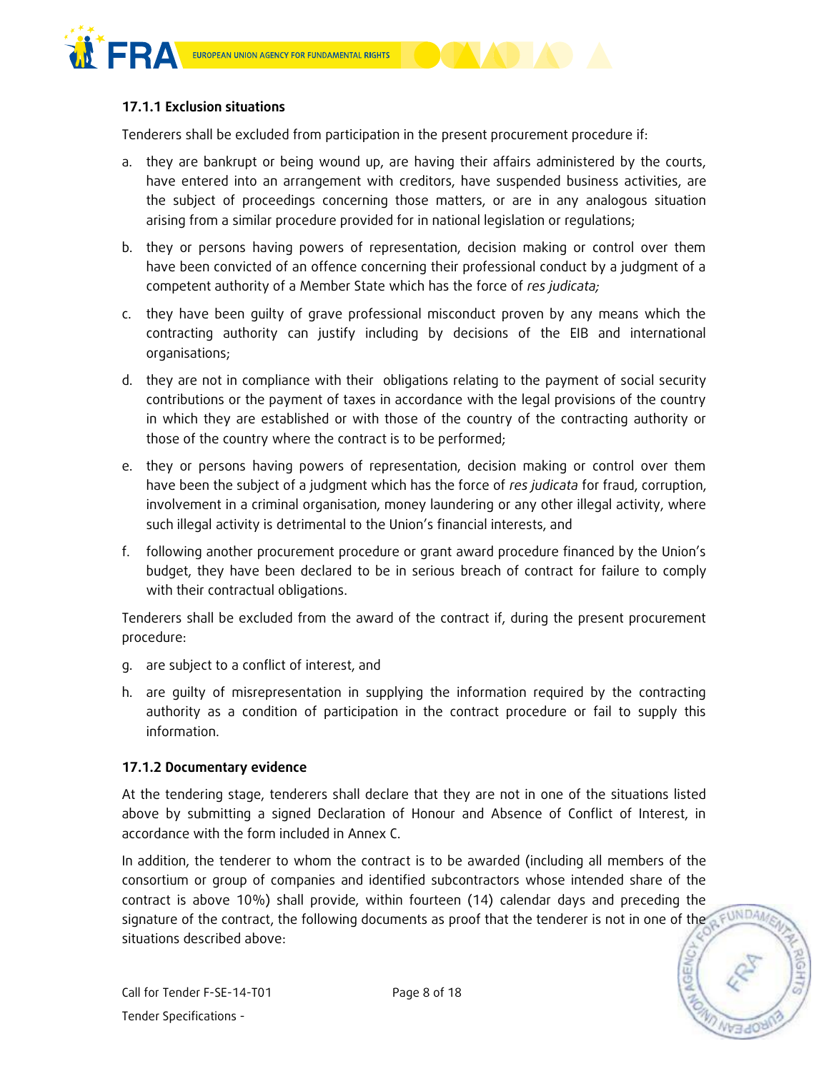### 17.1.1 Exclusion situations

Tenderers shall be excluded from participation in the present procurement procedure if:

a. they are bankrupt or being wound up, are having their affairs administered by the courts, have entered into an arrangement with creditors, have suspended business activities, are the subject of proceedings concerning those matters, or are in any analogous situation arising from a similar procedure provided for in national legislation or regulations;

b. they or persons having powers of representation, decision making or control over them have been convicted of an offence concerning their professional conduct by a judgment of a competent authority of a Member State which has the force of *res judicata;*

c. they have been guilty of grave professional misconduct proven by any means which the contracting authority can justify including by decisions of the EIB and international organisations;

d. they are not in compliance with their obligations relating to the payment of social security contributions or the payment of taxes in accordance with the legal provisions of the country in which they are established or with those of the country of the contracting authority or those of the country where the contract is to be performed;

e. they or persons having powers of representation, decision making or control over them have been the subject of a judgment which has the force of *res judicata* for fraud, corruption, involvement in a criminal organisation, money laundering or any other illegal activity, where such illegal activity is detrimental to the Union's financial interests, and

f. following another procurement procedure or grant award procedure financed by the Union's budget, they have been declared to be in serious breach of contract for failure to comply with their contractual obligations.

Tenderers shall be excluded from the award of the contract if, during the present procurement procedure:

g. are subject to a conflict of interest, and

h. are guilty of misrepresentation in supplying the information required by the contracting authority as a condition of participation in the contract procedure or fail to supply this information.

### 17.1.2 Documentary evidence

At the tendering stage, tenderers shall declare that they are not in one of the situations listed above by submitting a signed Declaration of Honour and Absence of Conflict of Interest, in accordance with the form included in Annex C.

In addition, the tenderer to whom the contract is to be awarded (including all members of the consortium or group of companies and identified subcontractors whose intended share of the contract is above 10%) shall provide, within fourteen (14) calendar days and preceding the signature of the contract, the following documents as proof that the tenderer is not in one of the situations described above: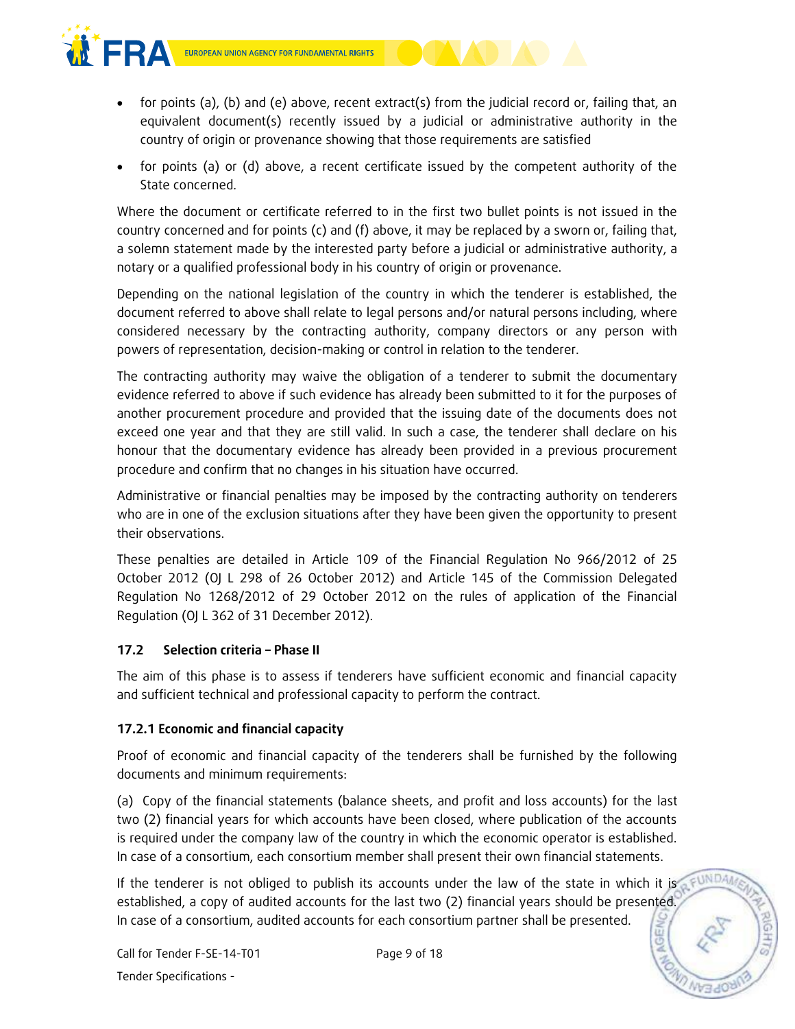- for points (a), (b) and (e) above, recent extract(s) from the judicial record or, failing that, an equivalent document(s) recently issued by a judicial or administrative authority in the country of origin or provenance showing that those requirements are satisfied
- for points (a) or (d) above, a recent certificate issued by the competent authority of the State concerned.

Where the document or certificate referred to in the first two bullet points is not issued in the country concerned and for points (c) and (f) above, it may be replaced by a sworn or, failing that, a solemn statement made by the interested party before a judicial or administrative authority, a notary or a qualified professional body in his country of origin or provenance.

Depending on the national legislation of the country in which the tenderer is established, the document referred to above shall relate to legal persons and/or natural persons including, where considered necessary by the contracting authority, company directors or any person with powers of representation, decision-making or control in relation to the tenderer.

The contracting authority may waive the obligation of a tenderer to submit the documentary evidence referred to above if such evidence has already been submitted to it for the purposes of another procurement procedure and provided that the issuing date of the documents does not exceed one year and that they are still valid. In such a case, the tenderer shall declare on his honour that the documentary evidence has already been provided in a previous procurement procedure and confirm that no changes in his situation have occurred.

Administrative or financial penalties may be imposed by the contracting authority on tenderers who are in one of the exclusion situations after they have been given the opportunity to present their observations.

These penalties are detailed in Article 109 of the Financial Regulation No 966/2012 of 25 October 2012 (OJ L 298 of 26 October 2012) and Article 145 of the Commission Delegated Regulation No 1268/2012 of 29 October 2012 on the rules of application of the Financial Regulation (OJ L 362 of 31 December 2012).

### 17.2 Selection criteria – Phase II

The aim of this phase is to assess if tenderers have sufficient economic and financial capacity and sufficient technical and professional capacity to perform the contract.

#### 17.2.1 Economic and financial capacity

Proof of economic and financial capacity of the tenderers shall be furnished by the following documents and minimum requirements:

(a) Copy of the financial statements (balance sheets, and profit and loss accounts) for the last two (2) financial years for which accounts have been closed, where publication of the accounts is required under the company law of the country in which the economic operator is established. In case of a consortium, each consortium member shall present their own financial statements.

If the tenderer is not obliged to publish its accounts under the law of the state in which it is established, a copy of audited accounts for the last two (2) financial years should be presented. In case of a consortium, audited accounts for each consortium partner shall be presented.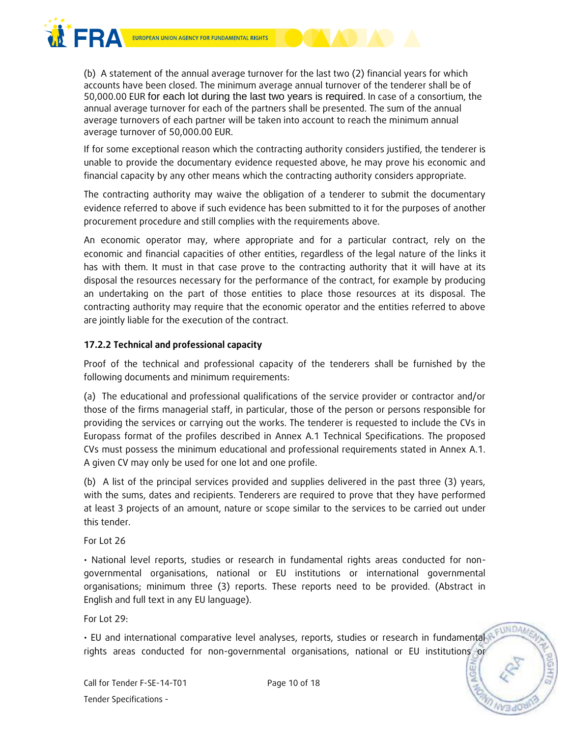(b) A statement of the annual average turnover for the last two (2) financial years for which accounts have been closed. The minimum average annual turnover of the tenderer shall be of 50,000.00 EUR for each lot during the last two years is required. In case of a consortium, the annual average turnover for each of the partners shall be presented. The sum of the annual average turnovers of each partner will be taken into account to reach the minimum annual average turnover of 50,000.00 EUR.

If for some exceptional reason which the contracting authority considers justified, the tenderer is unable to provide the documentary evidence requested above, he may prove his economic and financial capacity by any other means which the contracting authority considers appropriate.

The contracting authority may waive the obligation of a tenderer to submit the documentary evidence referred to above if such evidence has been submitted to it for the purposes of another procurement procedure and still complies with the requirements above.

An economic operator may, where appropriate and for a particular contract, rely on the economic and financial capacities of other entities, regardless of the legal nature of the links it has with them. It must in that case prove to the contracting authority that it will have at its disposal the resources necessary for the performance of the contract, for example by producing an undertaking on the part of those entities to place those resources at its disposal. The contracting authority may require that the economic operator and the entities referred to above are jointly liable for the execution of the contract.

#### 17.2.2 Technical and professional capacity

Proof of the technical and professional capacity of the tenderers shall be furnished by the following documents and minimum requirements:

(a) The educational and professional qualifications of the service provider or contractor and/or those of the firms managerial staff, in particular, those of the person or persons responsible for providing the services or carrying out the works. The tenderer is requested to include the CVs in Europass format of the profiles described in Annex A.1 Technical Specifications. The proposed CVs must possess the minimum educational and professional requirements stated in Annex A.1. A given CV may only be used for one lot and one profile.

(b) A list of the principal services provided and supplies delivered in the past three (3) years, with the sums, dates and recipients. Tenderers are required to prove that they have performed at least 3 projects of an amount, nature or scope similar to the services to be carried out under this tender.

For Lot 26

• National level reports, studies or research in fundamental rights areas conducted for non-governmental organisations, national or EU institutions or international governmental organisations; minimum three (3) reports. These reports need to be provided. (Abstract in English and full text in any EU language).

For Lot 29:

• EU and international comparative level analyses, reports, studies or research in fundamental rights areas conducted for non-governmental organisations, national or EU institutions or

Call for Tender F-SE-14-T01

Tender Specifications -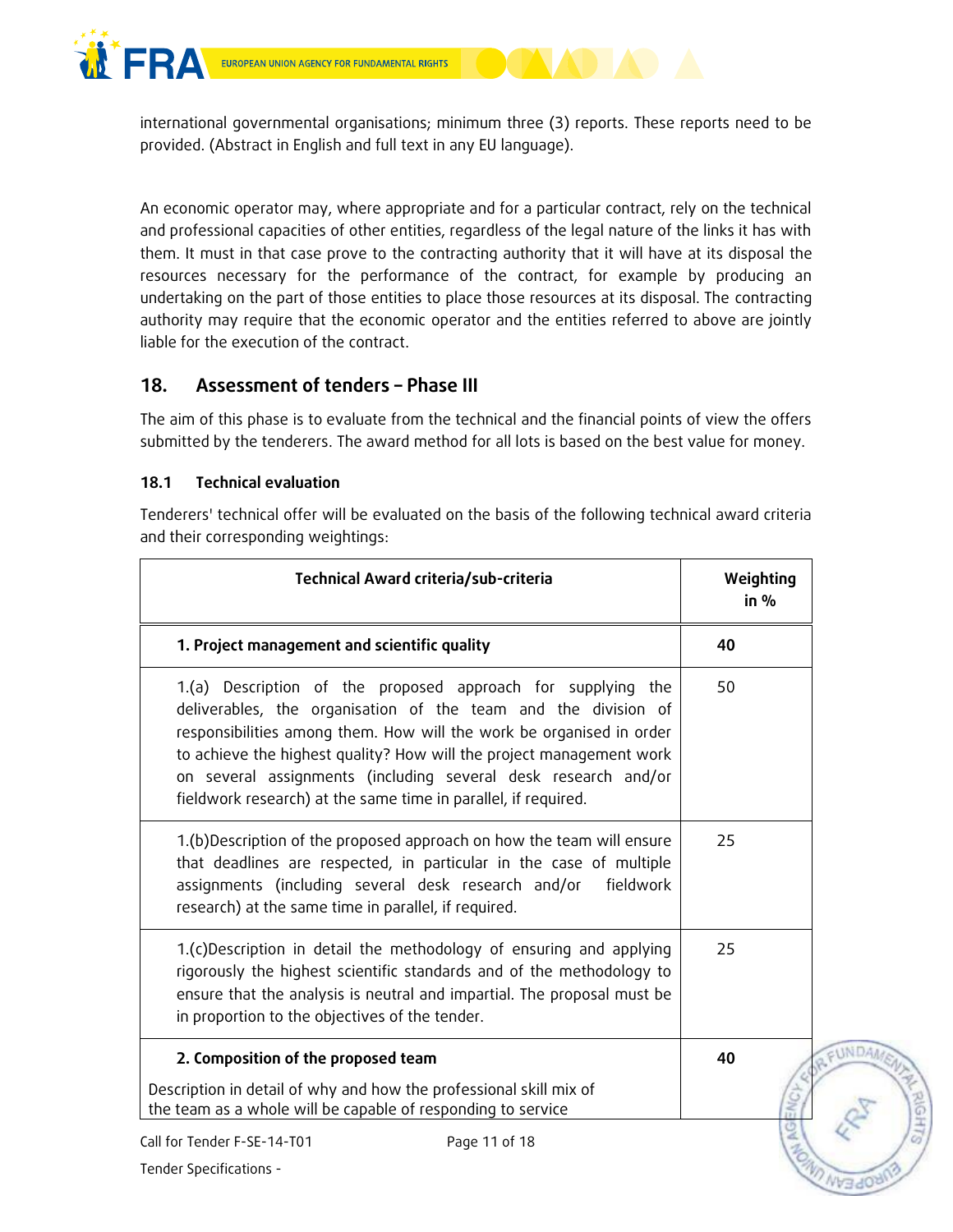international governmental organisations; minimum three (3) reports. These reports need to be provided. (Abstract in English and full text in any EU language).

An economic operator may, where appropriate and for a particular contract, rely on the technical and professional capacities of other entities, regardless of the legal nature of the links it has with them. It must in that case prove to the contracting authority that it will have at its disposal the resources necessary for the performance of the contract, for example by producing an undertaking on the part of those entities to place those resources at its disposal. The contracting authority may require that the economic operator and the entities referred to above are jointly liable for the execution of the contract.

## 18. Assessment of tenders – Phase III

The aim of this phase is to evaluate from the technical and the financial points of view the offers submitted by the tenderers. The award method for all lots is based on the best value for money.

### 18.1 Technical evaluation

Tenderers' technical offer will be evaluated on the basis of the following technical award criteria and their corresponding weightings:

| Technical Award criteria/sub-criteria | Weighting in % |
|---|---|
| **1. Project management and scientific quality** | **40** |
| 1.(a) Description of the proposed approach for supplying the deliverables, the organisation of the team and the division of responsibilities among them. How will the work be organised in order to achieve the highest quality? How will the project management work on several assignments (including several desk research and/or fieldwork research) at the same time in parallel, if required. | 50 |
| 1.(b)Description of the proposed approach on how the team will ensure that deadlines are respected, in particular in the case of multiple assignments (including several desk research and/or fieldwork research) at the same time in parallel, if required. | 25 |
| 1.(c)Description in detail the methodology of ensuring and applying rigorously the highest scientific standards and of the methodology to ensure that the analysis is neutral and impartial. The proposal must be in proportion to the objectives of the tender. | 25 |
| **2. Composition of the proposed team**<br>Description in detail of why and how the professional skill mix of the team as a whole will be capable of responding to service | **40** |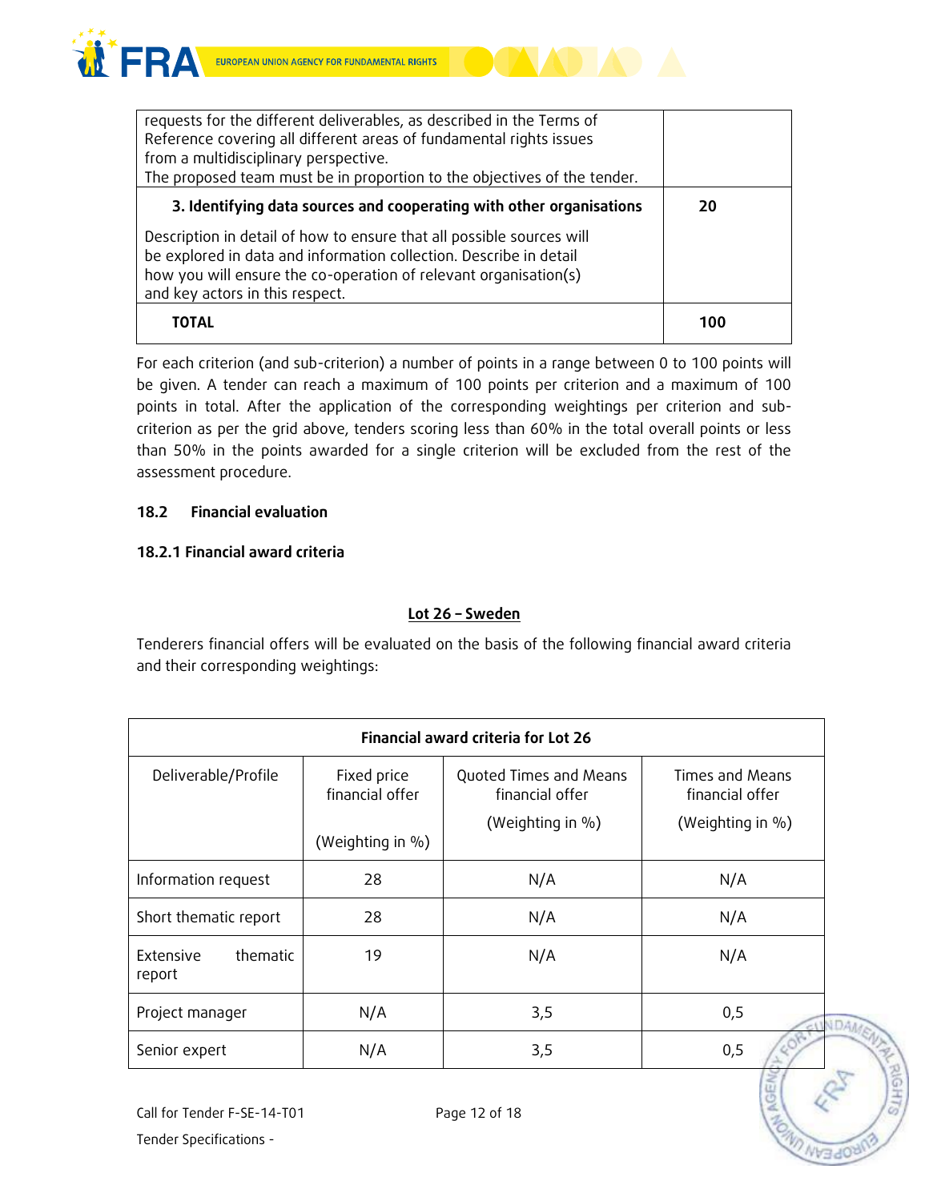| | |
|---|---|
| requests for the different deliverables, as described in the Terms of Reference covering all different areas of fundamental rights issues from a multidisciplinary perspective.<br>The proposed team must be in proportion to the objectives of the tender. | |
| **3. Identifying data sources and cooperating with other organisations**<br><br>Description in detail of how to ensure that all possible sources will be explored in data and information collection. Describe in detail how you will ensure the co-operation of relevant organisation(s) and key actors in this respect. | **20** |
| **TOTAL** | **100** |

For each criterion (and sub-criterion) a number of points in a range between 0 to 100 points will be given. A tender can reach a maximum of 100 points per criterion and a maximum of 100 points in total. After the application of the corresponding weightings per criterion and sub-criterion as per the grid above, tenders scoring less than 60% in the total overall points or less than 50% in the points awarded for a single criterion will be excluded from the rest of the assessment procedure.

### 18.2 Financial evaluation

#### 18.2.1 Financial award criteria

**Lot 26 – Sweden**

Tenderers financial offers will be evaluated on the basis of the following financial award criteria and their corresponding weightings:

| Financial award criteria for Lot 26 | | | |
|---|---|---|---|
| Deliverable/Profile | Fixed price financial offer<br><br>(Weighting in %) | Quoted Times and Means financial offer<br><br>(Weighting in %) | Times and Means financial offer<br><br>(Weighting in %) |
| Information request | 28 | N/A | N/A |
| Short thematic report | 28 | N/A | N/A |
| Extensive thematic report | 19 | N/A | N/A |
| Project manager | N/A | 3,5 | 0,5 |
| Senior expert | N/A | 3,5 | 0,5 |

Call for Tender F-SE-14-T01

Tender Specifications -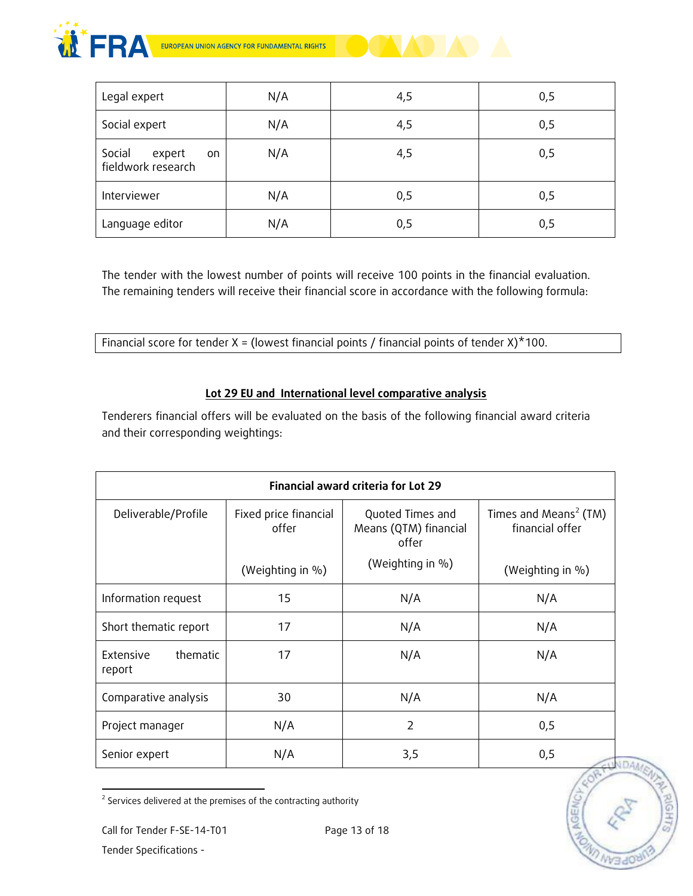| | | | |
|---|---|---|---|
| Legal expert | N/A | 4,5 | 0,5 |
| Social expert | N/A | 4,5 | 0,5 |
| Social expert on fieldwork research | N/A | 4,5 | 0,5 |
| Interviewer | N/A | 0,5 | 0,5 |
| Language editor | N/A | 0,5 | 0,5 |

The tender with the lowest number of points will receive 100 points in the financial evaluation. The remaining tenders will receive their financial score in accordance with the following formula:

Financial score for tender X = (lowest financial points / financial points of tender X)*100.

**Lot 29 EU and International level comparative analysis**

Tenderers financial offers will be evaluated on the basis of the following financial award criteria and their corresponding weightings:

| Financial award criteria for Lot 29 | | | |
|---|---|---|---|
| Deliverable/Profile | Fixed price financial offer (Weighting in %) | Quoted Times and Means (QTM) financial offer (Weighting in %) | Times and Means[2] (TM) financial offer (Weighting in %) |
| Information request | 15 | N/A | N/A |
| Short thematic report | 17 | N/A | N/A |
| Extensive thematic report | 17 | N/A | N/A |
| Comparative analysis | 30 | N/A | N/A |
| Project manager | N/A | 2 | 0,5 |
| Senior expert | N/A | 3,5 | 0,5 |

[2] Services delivered at the premises of the contracting authority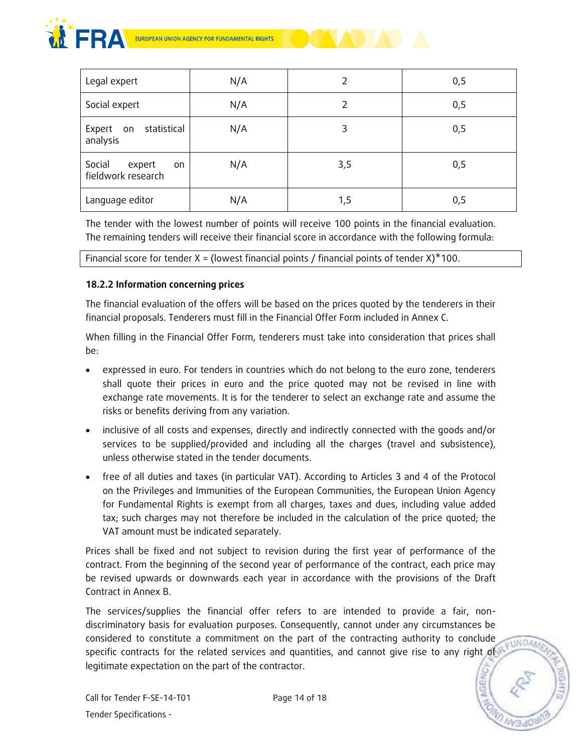| Legal expert | N/A | 2 | 0,5 |
|---|---|---|---|
| Social expert | N/A | 2 | 0,5 |
| Expert on statistical analysis | N/A | 3 | 0,5 |
| Social expert on fieldwork research | N/A | 3,5 | 0,5 |
| Language editor | N/A | 1,5 | 0,5 |

The tender with the lowest number of points will receive 100 points in the financial evaluation. The remaining tenders will receive their financial score in accordance with the following formula:

Financial score for tender X = (lowest financial points / financial points of tender X)*100.

#### 18.2.2 Information concerning prices

The financial evaluation of the offers will be based on the prices quoted by the tenderers in their financial proposals. Tenderers must fill in the Financial Offer Form included in Annex C.

When filling in the Financial Offer Form, tenderers must take into consideration that prices shall be:

- expressed in euro. For tenders in countries which do not belong to the euro zone, tenderers shall quote their prices in euro and the price quoted may not be revised in line with exchange rate movements. It is for the tenderer to select an exchange rate and assume the risks or benefits deriving from any variation.
- inclusive of all costs and expenses, directly and indirectly connected with the goods and/or services to be supplied/provided and including all the charges (travel and subsistence), unless otherwise stated in the tender documents.
- free of all duties and taxes (in particular VAT). According to Articles 3 and 4 of the Protocol on the Privileges and Immunities of the European Communities, the European Union Agency for Fundamental Rights is exempt from all charges, taxes and dues, including value added tax; such charges may not therefore be included in the calculation of the price quoted; the VAT amount must be indicated separately.

Prices shall be fixed and not subject to revision during the first year of performance of the contract. From the beginning of the second year of performance of the contract, each price may be revised upwards or downwards each year in accordance with the provisions of the Draft Contract in Annex B.

The services/supplies the financial offer refers to are intended to provide a fair, non-discriminatory basis for evaluation purposes. Consequently, cannot under any circumstances be considered to constitute a commitment on the part of the contracting authority to conclude specific contracts for the related services and quantities, and cannot give rise to any right of legitimate expectation on the part of the contractor.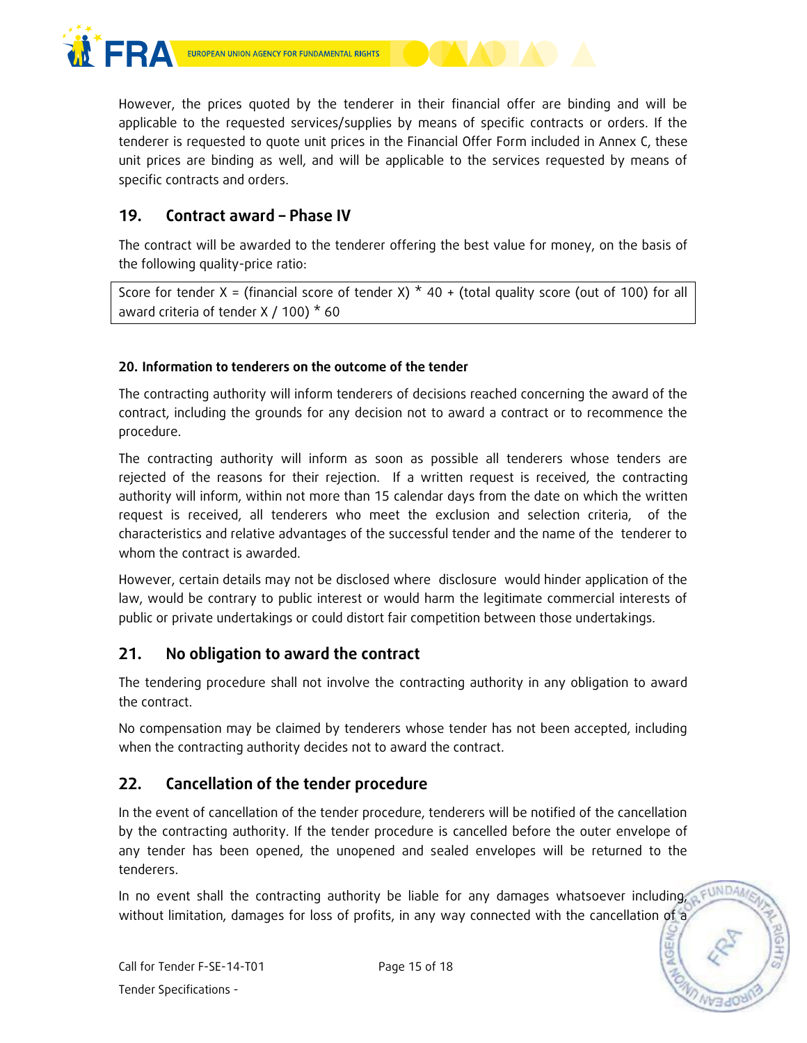However, the prices quoted by the tenderer in their financial offer are binding and will be applicable to the requested services/supplies by means of specific contracts or orders. If the tenderer is requested to quote unit prices in the Financial Offer Form included in Annex C, these unit prices are binding as well, and will be applicable to the services requested by means of specific contracts and orders.

## 19. Contract award – Phase IV

The contract will be awarded to the tenderer offering the best value for money, on the basis of the following quality-price ratio:

Score for tender X = (financial score of tender X) * 40 + (total quality score (out of 100) for all award criteria of tender X / 100) * 60

#### 20. Information to tenderers on the outcome of the tender

The contracting authority will inform tenderers of decisions reached concerning the award of the contract, including the grounds for any decision not to award a contract or to recommence the procedure.

The contracting authority will inform as soon as possible all tenderers whose tenders are rejected of the reasons for their rejection. If a written request is received, the contracting authority will inform, within not more than 15 calendar days from the date on which the written request is received, all tenderers who meet the exclusion and selection criteria, of the characteristics and relative advantages of the successful tender and the name of the tenderer to whom the contract is awarded.

However, certain details may not be disclosed where disclosure would hinder application of the law, would be contrary to public interest or would harm the legitimate commercial interests of public or private undertakings or could distort fair competition between those undertakings.

## 21. No obligation to award the contract

The tendering procedure shall not involve the contracting authority in any obligation to award the contract.

No compensation may be claimed by tenderers whose tender has not been accepted, including when the contracting authority decides not to award the contract.

## 22. Cancellation of the tender procedure

In the event of cancellation of the tender procedure, tenderers will be notified of the cancellation by the contracting authority. If the tender procedure is cancelled before the outer envelope of any tender has been opened, the unopened and sealed envelopes will be returned to the tenderers.

In no event shall the contracting authority be liable for any damages whatsoever including, without limitation, damages for loss of profits, in any way connected with the cancellation of a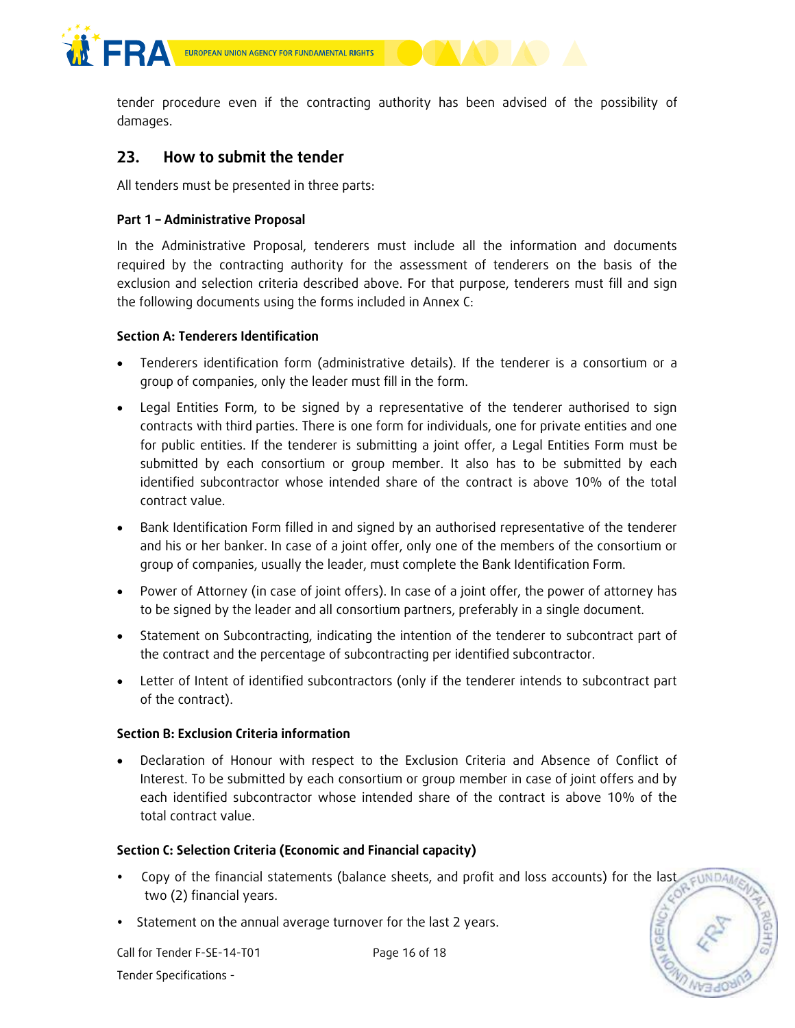tender procedure even if the contracting authority has been advised of the possibility of damages.

## 23. How to submit the tender

All tenders must be presented in three parts:

**Part 1 – Administrative Proposal**

In the Administrative Proposal, tenderers must include all the information and documents required by the contracting authority for the assessment of tenderers on the basis of the exclusion and selection criteria described above. For that purpose, tenderers must fill and sign the following documents using the forms included in Annex C:

**Section A: Tenderers Identification**

- Tenderers identification form (administrative details). If the tenderer is a consortium or a group of companies, only the leader must fill in the form.
- Legal Entities Form, to be signed by a representative of the tenderer authorised to sign contracts with third parties. There is one form for individuals, one for private entities and one for public entities. If the tenderer is submitting a joint offer, a Legal Entities Form must be submitted by each consortium or group member. It also has to be submitted by each identified subcontractor whose intended share of the contract is above 10% of the total contract value.
- Bank Identification Form filled in and signed by an authorised representative of the tenderer and his or her banker. In case of a joint offer, only one of the members of the consortium or group of companies, usually the leader, must complete the Bank Identification Form.
- Power of Attorney (in case of joint offers). In case of a joint offer, the power of attorney has to be signed by the leader and all consortium partners, preferably in a single document.
- Statement on Subcontracting, indicating the intention of the tenderer to subcontract part of the contract and the percentage of subcontracting per identified subcontractor.
- Letter of Intent of identified subcontractors (only if the tenderer intends to subcontract part of the contract).

**Section B: Exclusion Criteria information**

- Declaration of Honour with respect to the Exclusion Criteria and Absence of Conflict of Interest. To be submitted by each consortium or group member in case of joint offers and by each identified subcontractor whose intended share of the contract is above 10% of the total contract value.

**Section C: Selection Criteria (Economic and Financial capacity)**

- Copy of the financial statements (balance sheets, and profit and loss accounts) for the last two (2) financial years.
- Statement on the annual average turnover for the last 2 years.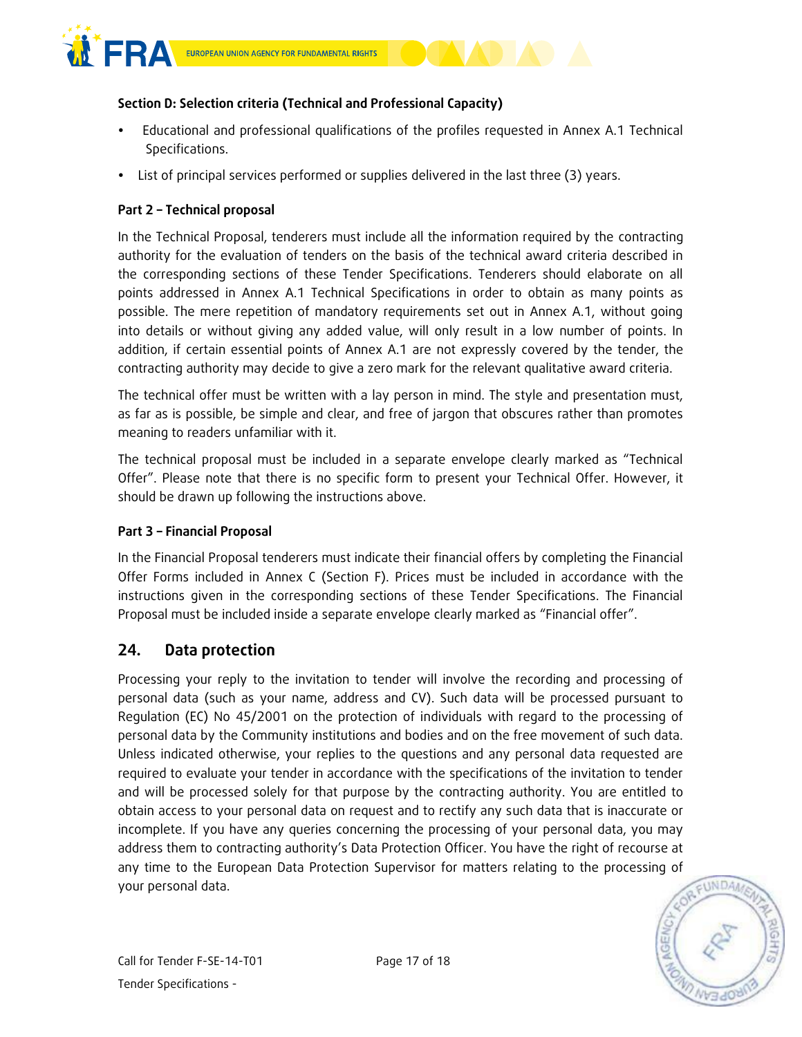**Section D: Selection criteria (Technical and Professional Capacity)**

- Educational and professional qualifications of the profiles requested in Annex A.1 Technical Specifications.
- List of principal services performed or supplies delivered in the last three (3) years.

**Part 2 – Technical proposal**

In the Technical Proposal, tenderers must include all the information required by the contracting authority for the evaluation of tenders on the basis of the technical award criteria described in the corresponding sections of these Tender Specifications. Tenderers should elaborate on all points addressed in Annex A.1 Technical Specifications in order to obtain as many points as possible. The mere repetition of mandatory requirements set out in Annex A.1, without going into details or without giving any added value, will only result in a low number of points. In addition, if certain essential points of Annex A.1 are not expressly covered by the tender, the contracting authority may decide to give a zero mark for the relevant qualitative award criteria.

The technical offer must be written with a lay person in mind. The style and presentation must, as far as is possible, be simple and clear, and free of jargon that obscures rather than promotes meaning to readers unfamiliar with it.

The technical proposal must be included in a separate envelope clearly marked as "Technical Offer". Please note that there is no specific form to present your Technical Offer. However, it should be drawn up following the instructions above.

**Part 3 – Financial Proposal**

In the Financial Proposal tenderers must indicate their financial offers by completing the Financial Offer Forms included in Annex C (Section F). Prices must be included in accordance with the instructions given in the corresponding sections of these Tender Specifications. The Financial Proposal must be included inside a separate envelope clearly marked as "Financial offer".

## 24. Data protection

Processing your reply to the invitation to tender will involve the recording and processing of personal data (such as your name, address and CV). Such data will be processed pursuant to Regulation (EC) No 45/2001 on the protection of individuals with regard to the processing of personal data by the Community institutions and bodies and on the free movement of such data. Unless indicated otherwise, your replies to the questions and any personal data requested are required to evaluate your tender in accordance with the specifications of the invitation to tender and will be processed solely for that purpose by the contracting authority. You are entitled to obtain access to your personal data on request and to rectify any such data that is inaccurate or incomplete. If you have any queries concerning the processing of your personal data, you may address them to contracting authority's Data Protection Officer. You have the right of recourse at any time to the European Data Protection Supervisor for matters relating to the processing of your personal data.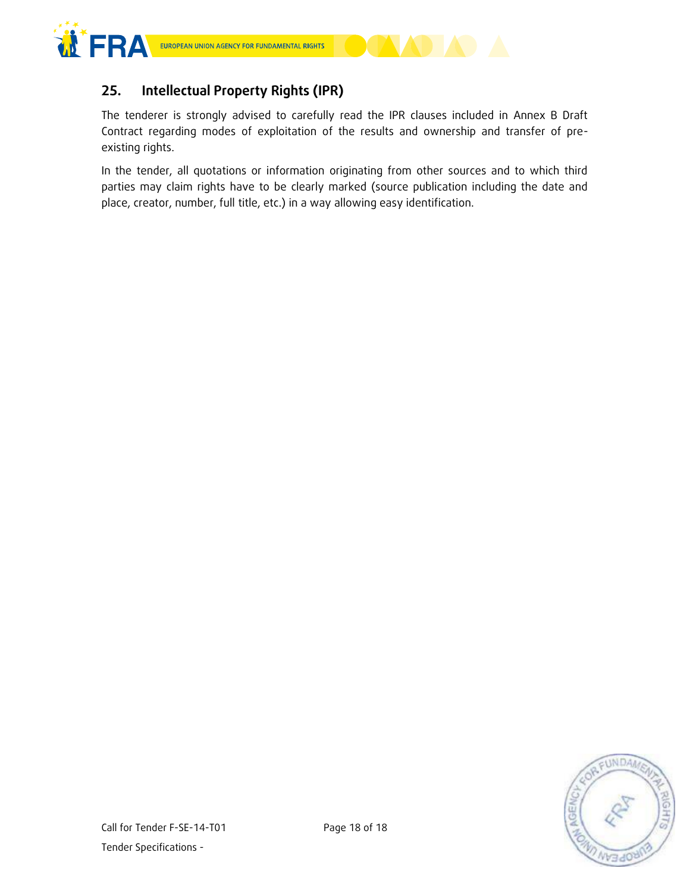## 25. Intellectual Property Rights (IPR)

The tenderer is strongly advised to carefully read the IPR clauses included in Annex B Draft Contract regarding modes of exploitation of the results and ownership and transfer of pre-existing rights.

In the tender, all quotations or information originating from other sources and to which third parties may claim rights have to be clearly marked (source publication including the date and place, creator, number, full title, etc.) in a way allowing easy identification.